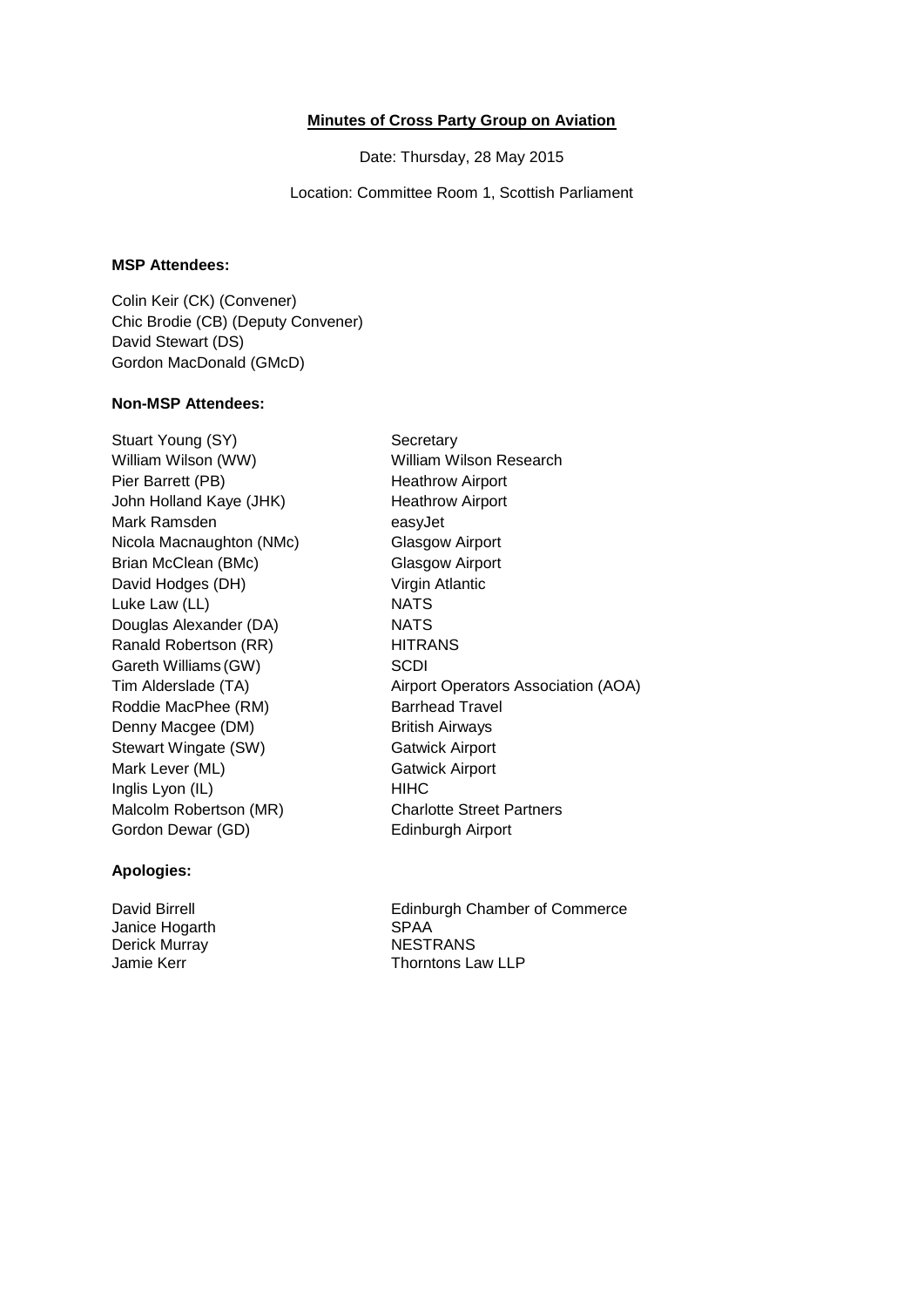# Minutes of Cross Party Group on Aviation

Date: Thursday, 28 May 2015

Location: Committee Room 1, Scottish Parliament

**MSP Attendees:**

Colin Keir (CK) (Convener)
Chic Brodie (CB) (Deputy Convener)
David Stewart (DS)
Gordon MacDonald (GMcD)

**Non-MSP Attendees:**

| | |
|---|---|
| Stuart Young (SY) | Secretary |
| William Wilson (WW) | William Wilson Research |
| Pier Barrett (PB) | Heathrow Airport |
| John Holland Kaye (JHK) | Heathrow Airport |
| Mark Ramsden | easyJet |
| Nicola Macnaughton (NMc) | Glasgow Airport |
| Brian McClean (BMc) | Glasgow Airport |
| David Hodges (DH) | Virgin Atlantic |
| Luke Law (LL) | NATS |
| Douglas Alexander (DA) | NATS |
| Ranald Robertson (RR) | HITRANS |
| Gareth Williams (GW) | SCDI |
| Tim Alderslade (TA) | Airport Operators Association (AOA) |
| Roddie MacPhee (RM) | Barrhead Travel |
| Denny Macgee (DM) | British Airways |
| Stewart Wingate (SW) | Gatwick Airport |
| Mark Lever (ML) | Gatwick Airport |
| Inglis Lyon (IL) | HIHC |
| Malcolm Robertson (MR) | Charlotte Street Partners |
| Gordon Dewar (GD) | Edinburgh Airport |

**Apologies:**

| | |
|---|---|
| David Birrell | Edinburgh Chamber of Commerce |
| Janice Hogarth | SPAA |
| Derick Murray | NESTRANS |
| Jamie Kerr | Thorntons Law LLP |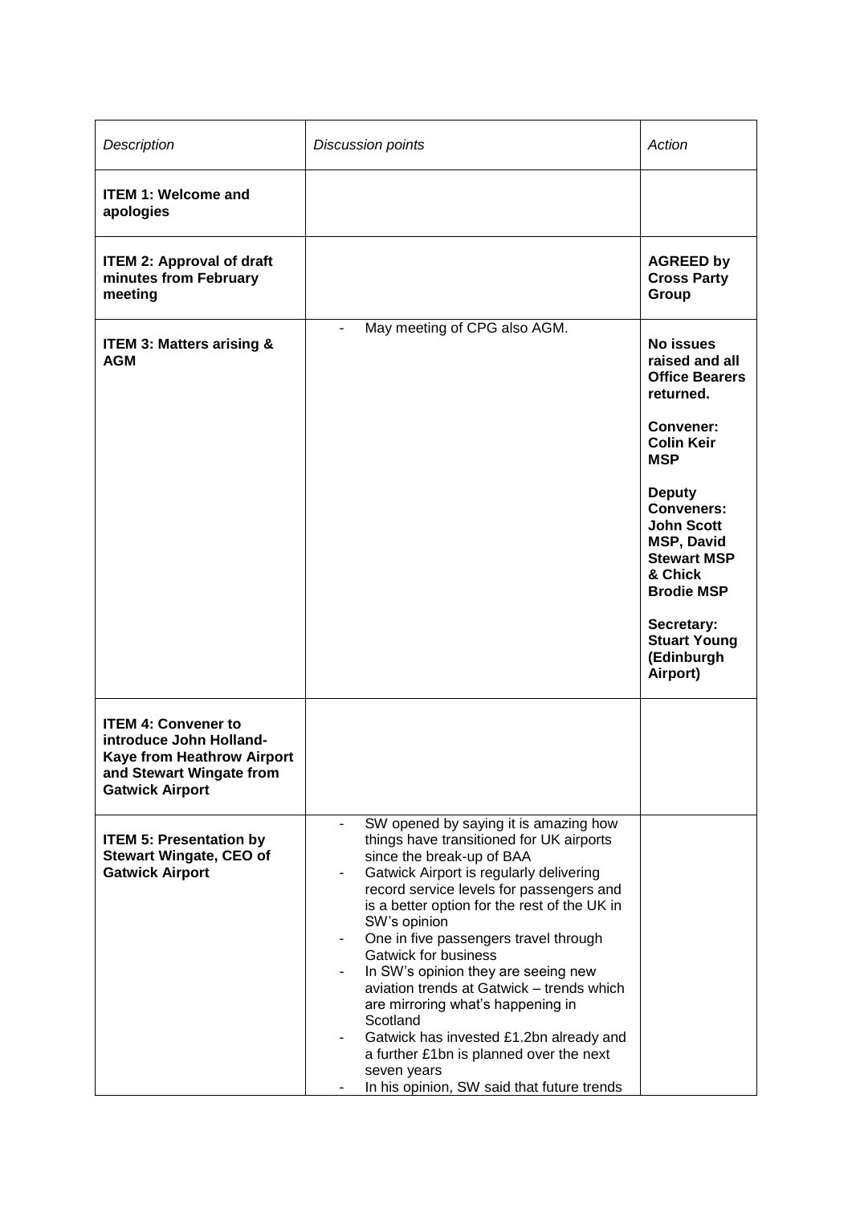| *Description* | *Discussion points* | *Action* |
|---|---|---|
| **ITEM 1: Welcome and apologies** | | |
| **ITEM 2: Approval of draft minutes from February meeting** | | **AGREED by Cross Party Group** |
| **ITEM 3: Matters arising & AGM** | - May meeting of CPG also AGM. | **No issues raised and all Office Bearers returned.**<br><br>**Convener: Colin Keir MSP**<br><br>**Deputy Conveners: John Scott MSP, David Stewart MSP & Chick Brodie MSP**<br><br>**Secretary: Stuart Young (Edinburgh Airport)** |
| **ITEM 4: Convener to introduce John Holland-Kaye from Heathrow Airport and Stewart Wingate from Gatwick Airport** | | |
| **ITEM 5: Presentation by Stewart Wingate, CEO of Gatwick Airport** | - SW opened by saying it is amazing how things have transitioned for UK airports since the break-up of BAA<br>- Gatwick Airport is regularly delivering record service levels for passengers and is a better option for the rest of the UK in SW's opinion<br>- One in five passengers travel through Gatwick for business<br>- In SW's opinion they are seeing new aviation trends at Gatwick – trends which are mirroring what's happening in Scotland<br>- Gatwick has invested £1.2bn already and a further £1bn is planned over the next seven years<br>- In his opinion, SW said that future trends | |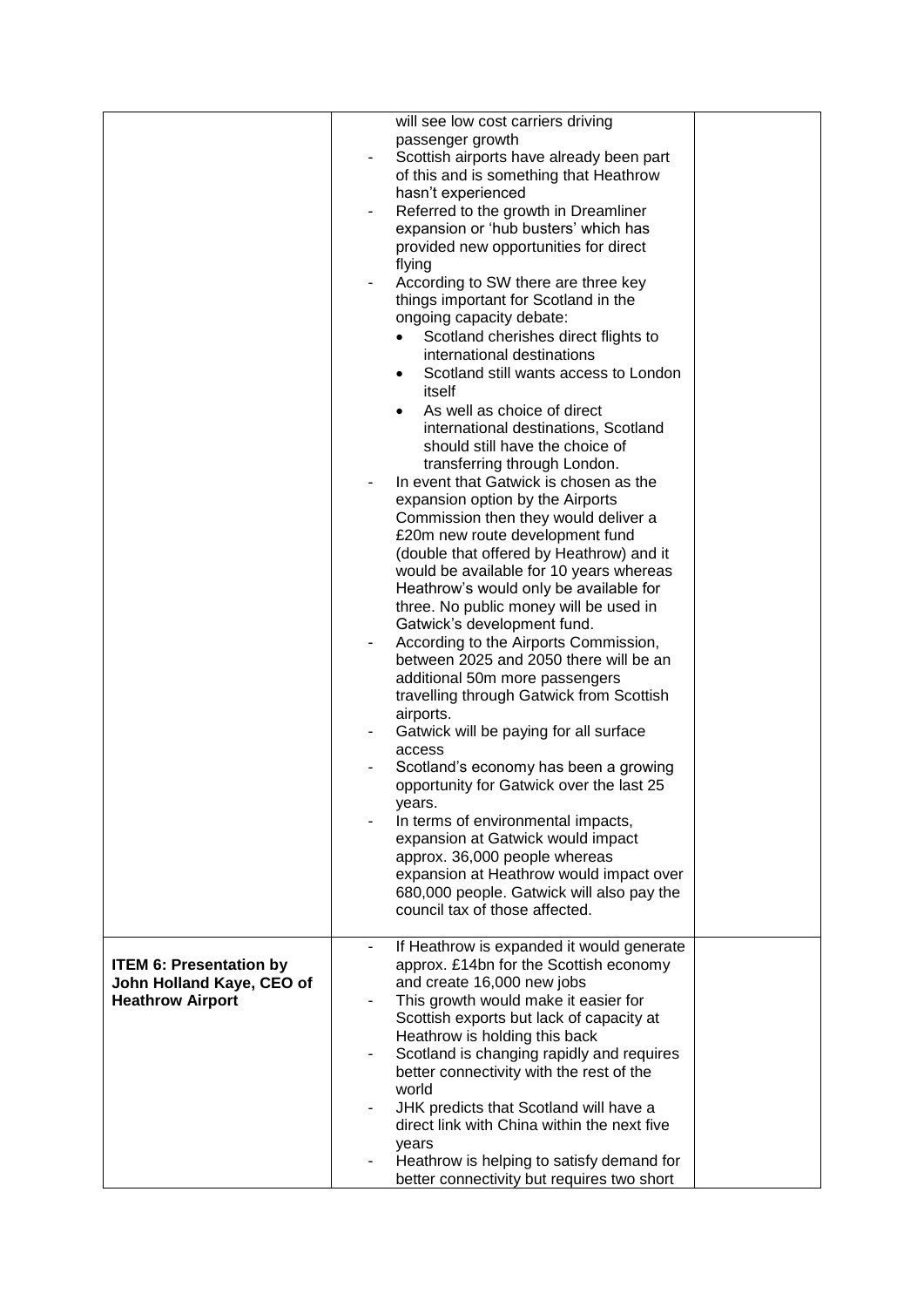| | | |
|---|---|---|
| | will see low cost carriers driving passenger growth<br>- Scottish airports have already been part of this and is something that Heathrow hasn't experienced<br>- Referred to the growth in Dreamliner expansion or 'hub busters' which has provided new opportunities for direct flying<br>- According to SW there are three key things important for Scotland in the ongoing capacity debate:<br>&nbsp;&nbsp;• Scotland cherishes direct flights to international destinations<br>&nbsp;&nbsp;• Scotland still wants access to London itself<br>&nbsp;&nbsp;• As well as choice of direct international destinations, Scotland should still have the choice of transferring through London.<br>- In event that Gatwick is chosen as the expansion option by the Airports Commission then they would deliver a £20m new route development fund (double that offered by Heathrow) and it would be available for 10 years whereas Heathrow's would only be available for three. No public money will be used in Gatwick's development fund.<br>- According to the Airports Commission, between 2025 and 2050 there will be an additional 50m more passengers travelling through Gatwick from Scottish airports.<br>- Gatwick will be paying for all surface access<br>- Scotland's economy has been a growing opportunity for Gatwick over the last 25 years.<br>- In terms of environmental impacts, expansion at Gatwick would impact approx. 36,000 people whereas expansion at Heathrow would impact over 680,000 people. Gatwick will also pay the council tax of those affected. | |
| **ITEM 6: Presentation by John Holland Kaye, CEO of Heathrow Airport** | - If Heathrow is expanded it would generate approx. £14bn for the Scottish economy and create 16,000 new jobs<br>- This growth would make it easier for Scottish exports but lack of capacity at Heathrow is holding this back<br>- Scotland is changing rapidly and requires better connectivity with the rest of the world<br>- JHK predicts that Scotland will have a direct link with China within the next five years<br>- Heathrow is helping to satisfy demand for better connectivity but requires two short | |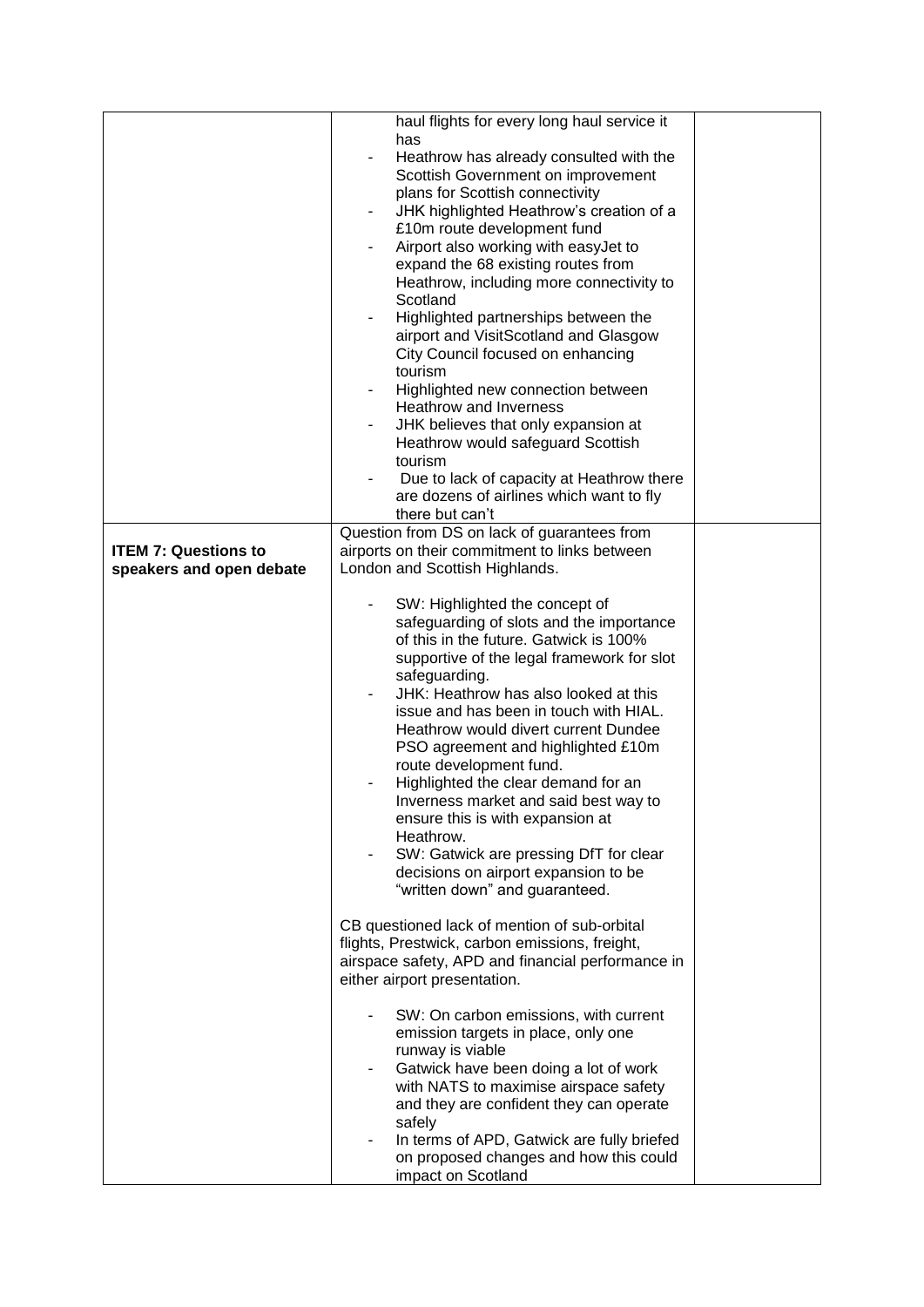| | | |
|---|---|---|
| | haul flights for every long haul service it has<br>- Heathrow has already consulted with the Scottish Government on improvement plans for Scottish connectivity<br>- JHK highlighted Heathrow's creation of a £10m route development fund<br>- Airport also working with easyJet to expand the 68 existing routes from Heathrow, including more connectivity to Scotland<br>- Highlighted partnerships between the airport and VisitScotland and Glasgow City Council focused on enhancing tourism<br>- Highlighted new connection between Heathrow and Inverness<br>- JHK believes that only expansion at Heathrow would safeguard Scottish tourism<br>- Due to lack of capacity at Heathrow there are dozens of airlines which want to fly there but can't | |
| **ITEM 7: Questions to speakers and open debate** | Question from DS on lack of guarantees from airports on their commitment to links between London and Scottish Highlands.<br><br>- SW: Highlighted the concept of safeguarding of slots and the importance of this in the future. Gatwick is 100% supportive of the legal framework for slot safeguarding.<br>- JHK: Heathrow has also looked at this issue and has been in touch with HIAL. Heathrow would divert current Dundee PSO agreement and highlighted £10m route development fund.<br>- Highlighted the clear demand for an Inverness market and said best way to ensure this is with expansion at Heathrow.<br>- SW: Gatwick are pressing DfT for clear decisions on airport expansion to be "written down" and guaranteed.<br><br>CB questioned lack of mention of sub-orbital flights, Prestwick, carbon emissions, freight, airspace safety, APD and financial performance in either airport presentation.<br><br>- SW: On carbon emissions, with current emission targets in place, only one runway is viable<br>- Gatwick have been doing a lot of work with NATS to maximise airspace safety and they are confident they can operate safely<br>- In terms of APD, Gatwick are fully briefed on proposed changes and how this could impact on Scotland | |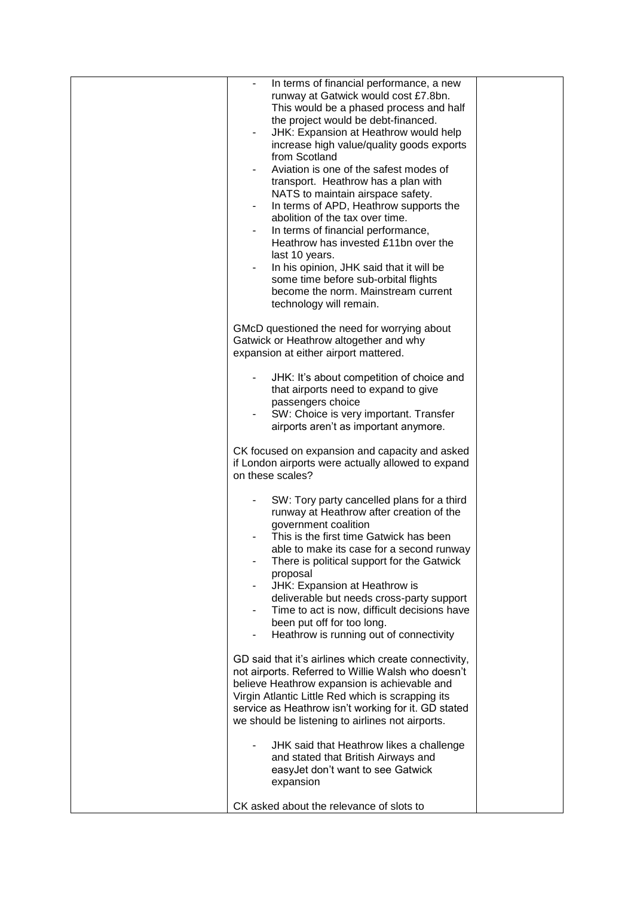- In terms of financial performance, a new runway at Gatwick would cost £7.8bn. This would be a phased process and half the project would be debt-financed.
- JHK: Expansion at Heathrow would help increase high value/quality goods exports from Scotland
- Aviation is one of the safest modes of transport. Heathrow has a plan with NATS to maintain airspace safety.
- In terms of APD, Heathrow supports the abolition of the tax over time.
- In terms of financial performance, Heathrow has invested £11bn over the last 10 years.
- In his opinion, JHK said that it will be some time before sub-orbital flights become the norm. Mainstream current technology will remain.

GMcD questioned the need for worrying about Gatwick or Heathrow altogether and why expansion at either airport mattered.

- JHK: It's about competition of choice and that airports need to expand to give passengers choice
- SW: Choice is very important. Transfer airports aren't as important anymore.

CK focused on expansion and capacity and asked if London airports were actually allowed to expand on these scales?

- SW: Tory party cancelled plans for a third runway at Heathrow after creation of the government coalition
- This is the first time Gatwick has been able to make its case for a second runway
- There is political support for the Gatwick proposal
- JHK: Expansion at Heathrow is deliverable but needs cross-party support
- Time to act is now, difficult decisions have been put off for too long.
- Heathrow is running out of connectivity

GD said that it's airlines which create connectivity, not airports. Referred to Willie Walsh who doesn't believe Heathrow expansion is achievable and Virgin Atlantic Little Red which is scrapping its service as Heathrow isn't working for it. GD stated we should be listening to airlines not airports.

- JHK said that Heathrow likes a challenge and stated that British Airways and easyJet don't want to see Gatwick expansion

CK asked about the relevance of slots to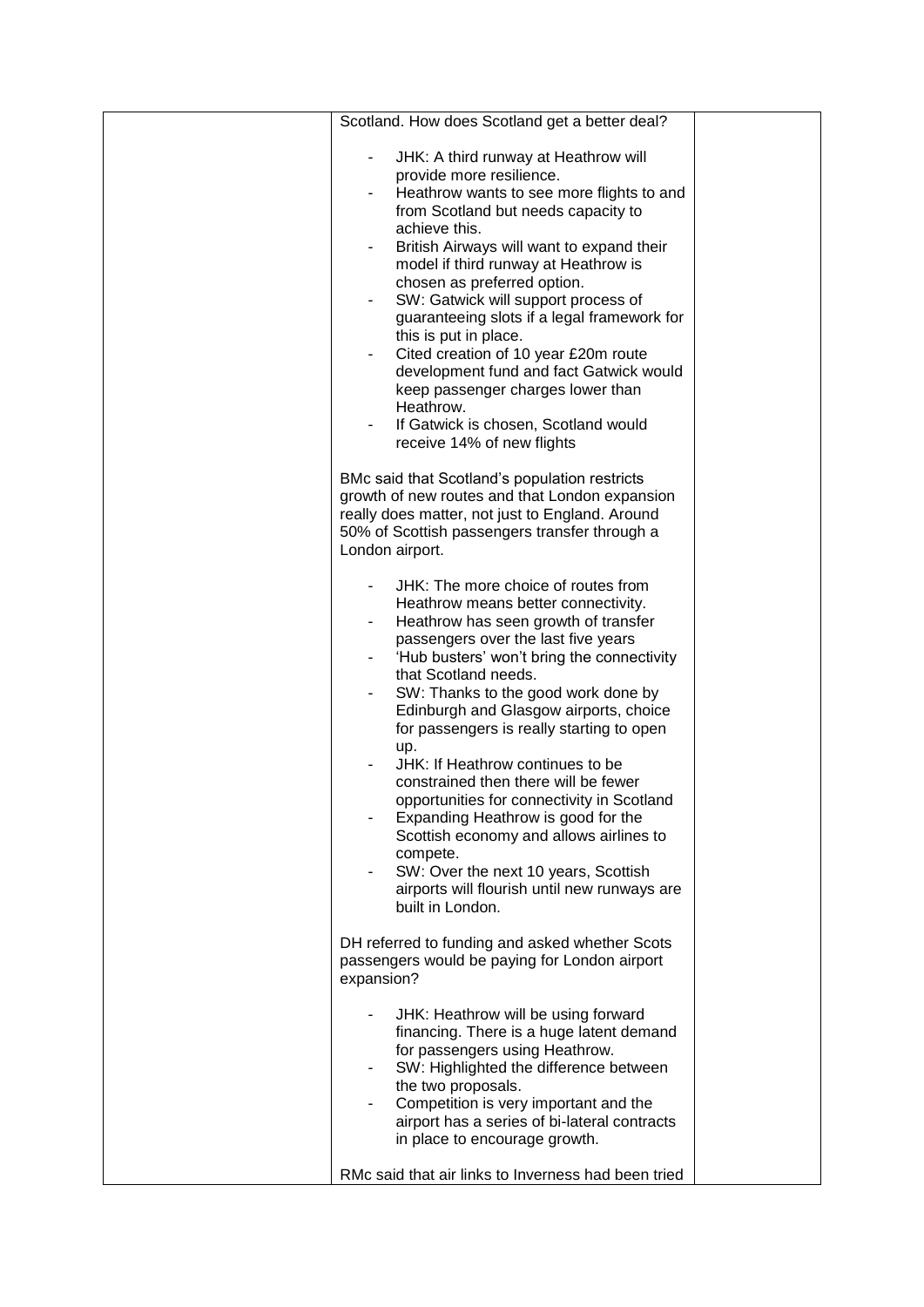| | Scotland. How does Scotland get a better deal?<br><br>- JHK: A third runway at Heathrow will provide more resilience.<br>- Heathrow wants to see more flights to and from Scotland but needs capacity to achieve this.<br>- British Airways will want to expand their model if third runway at Heathrow is chosen as preferred option.<br>- SW: Gatwick will support process of guaranteeing slots if a legal framework for this is put in place.<br>- Cited creation of 10 year £20m route development fund and fact Gatwick would keep passenger charges lower than Heathrow.<br>- If Gatwick is chosen, Scotland would receive 14% of new flights<br><br>BMc said that Scotland's population restricts growth of new routes and that London expansion really does matter, not just to England. Around 50% of Scottish passengers transfer through a London airport.<br><br>- JHK: The more choice of routes from Heathrow means better connectivity.<br>- Heathrow has seen growth of transfer passengers over the last five years<br>- 'Hub busters' won't bring the connectivity that Scotland needs.<br>- SW: Thanks to the good work done by Edinburgh and Glasgow airports, choice for passengers is really starting to open up.<br>- JHK: If Heathrow continues to be constrained then there will be fewer opportunities for connectivity in Scotland<br>- Expanding Heathrow is good for the Scottish economy and allows airlines to compete.<br>- SW: Over the next 10 years, Scottish airports will flourish until new runways are built in London.<br><br>DH referred to funding and asked whether Scots passengers would be paying for London airport expansion?<br><br>- JHK: Heathrow will be using forward financing. There is a huge latent demand for passengers using Heathrow.<br>- SW: Highlighted the difference between the two proposals.<br>- Competition is very important and the airport has a series of bi-lateral contracts in place to encourage growth.<br><br>RMc said that air links to Inverness had been tried | |
|---|---|---|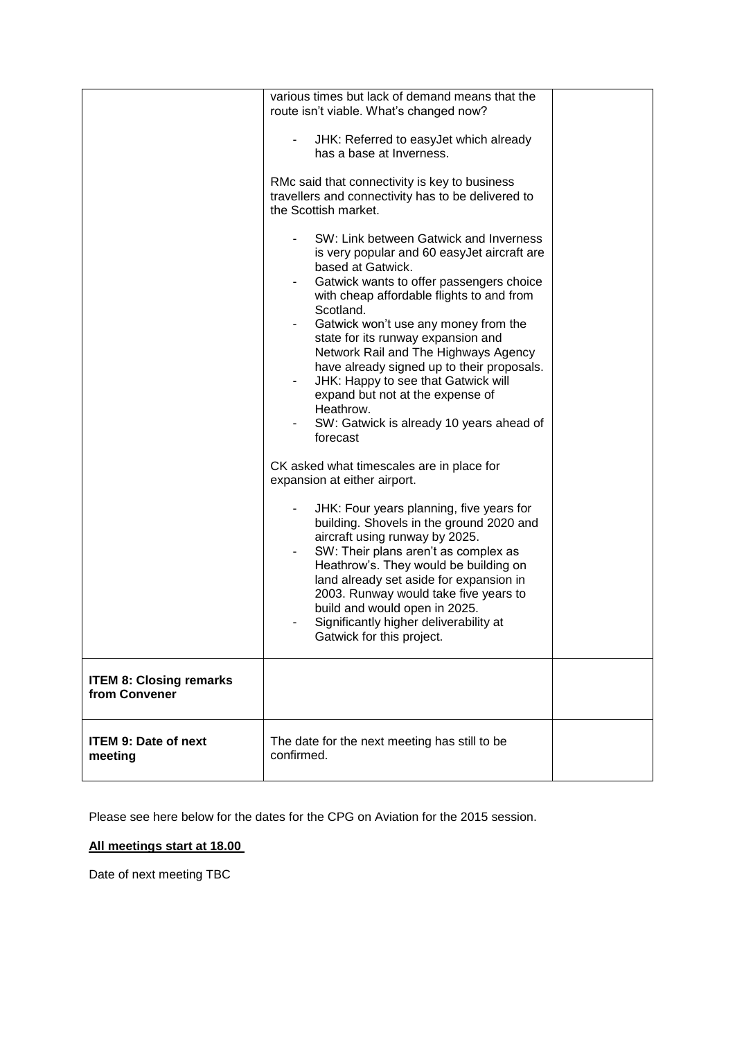| | | |
|---|---|---|
| | various times but lack of demand means that the route isn't viable. What's changed now?<br><br>- JHK: Referred to easyJet which already has a base at Inverness.<br><br>RMc said that connectivity is key to business travellers and connectivity has to be delivered to the Scottish market.<br><br>- SW: Link between Gatwick and Inverness is very popular and 60 easyJet aircraft are based at Gatwick.<br>- Gatwick wants to offer passengers choice with cheap affordable flights to and from Scotland.<br>- Gatwick won't use any money from the state for its runway expansion and Network Rail and The Highways Agency have already signed up to their proposals.<br>- JHK: Happy to see that Gatwick will expand but not at the expense of Heathrow.<br>- SW: Gatwick is already 10 years ahead of forecast<br><br>CK asked what timescales are in place for expansion at either airport.<br><br>- JHK: Four years planning, five years for building. Shovels in the ground 2020 and aircraft using runway by 2025.<br>- SW: Their plans aren't as complex as Heathrow's. They would be building on land already set aside for expansion in 2003. Runway would take five years to build and would open in 2025.<br>- Significantly higher deliverability at Gatwick for this project. | |
| **ITEM 8: Closing remarks from Convener** | | |
| **ITEM 9: Date of next meeting** | The date for the next meeting has still to be confirmed. | |

Please see here below for the dates for the CPG on Aviation for the 2015 session.

**<u>All meetings start at 18.00</u>**

Date of next meeting TBC